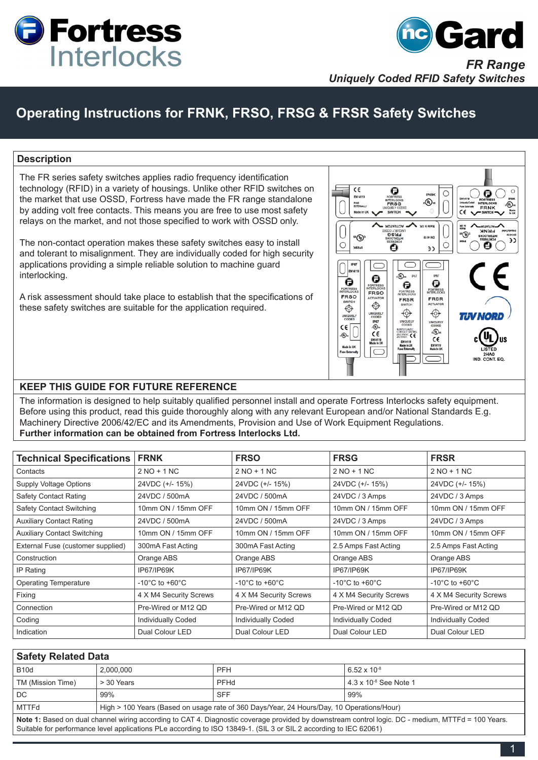Fortress Interlocks

ncGard

*FR Range*
*Uniquely Coded RFID Safety Switches*

# Operating Instructions for FRNK, FRSO, FRSG & FRSR Safety Switches

## Description

The FR series safety switches applies radio frequency identification technology (RFID) in a variety of housings. Unlike other RFID switches on the market that use OSSD, Fortress have made the FR range standalone by adding volt free contacts. This means you are free to use most safety relays on the market, and not those specified to work with OSSD only.

The non-contact operation makes these safety switches easy to install and tolerant to misalignment. They are individually coded for high security applications providing a simple reliable solution to machine guard interlocking.

A risk assessment should take place to ensure that the specifications of these safety switches are suitable for the application required.

## KEEP THIS GUIDE FOR FUTURE REFERENCE

The information is designed to help suitably qualified personnel install and operate Fortress Interlocks safety equipment. Before using this product, read this guide thoroughly along with any relevant European and/or National Standards E.g. Machinery Directive 2006/42/EC and its Amendments, Provision and Use of Work Equipment Regulations.
**Further information can be obtained from Fortress Interlocks Ltd.**

| Technical Specifications | FRNK | FRSO | FRSG | FRSR |
|---|---|---|---|---|
| Contacts | 2 NO + 1 NC | 2 NO + 1 NC | 2 NO + 1 NC | 2 NO + 1 NC |
| Supply Voltage Options | 24VDC (+/- 15%) | 24VDC (+/- 15%) | 24VDC (+/- 15%) | 24VDC (+/- 15%) |
| Safety Contact Rating | 24VDC / 500mA | 24VDC / 500mA | 24VDC / 3 Amps | 24VDC / 3 Amps |
| Safety Contact Switching | 10mm ON / 15mm OFF | 10mm ON / 15mm OFF | 10mm ON / 15mm OFF | 10mm ON / 15mm OFF |
| Auxiliary Contact Rating | 24VDC / 500mA | 24VDC / 500mA | 24VDC / 3 Amps | 24VDC / 3 Amps |
| Auxiliary Contact Switching | 10mm ON / 15mm OFF | 10mm ON / 15mm OFF | 10mm ON / 15mm OFF | 10mm ON / 15mm OFF |
| External Fuse (customer supplied) | 300mA Fast Acting | 300mA Fast Acting | 2.5 Amps Fast Acting | 2.5 Amps Fast Acting |
| Construction | Orange ABS | Orange ABS | Orange ABS | Orange ABS |
| IP Rating | IP67/IP69K | IP67/IP69K | IP67/IP69K | IP67/IP69K |
| Operating Temperature | -10°C to +60°C | -10°C to +60°C | -10°C to +60°C | -10°C to +60°C |
| Fixing | 4 X M4 Security Screws | 4 X M4 Security Screws | 4 X M4 Security Screws | 4 X M4 Security Screws |
| Connection | Pre-Wired or M12 QD | Pre-Wired or M12 QD | Pre-Wired or M12 QD | Pre-Wired or M12 QD |
| Coding | Individually Coded | Individually Coded | Individually Coded | Individually Coded |
| Indication | Dual Colour LED | Dual Colour LED | Dual Colour LED | Dual Colour LED |

| Safety Related Data | | | |
|---|---|---|---|
| B10d | 2,000,000 | PFH | $6.52 \times 10^{-8}$ |
| TM (Mission Time) | > 30 Years | PFHd | $4.3 \times 10^{-8}$ See Note 1 |
| DC | 99% | SFF | 99% |
| MTTFd | High > 100 Years (Based on usage rate of 360 Days/Year, 24 Hours/Day, 10 Operations/Hour) | | |

**Note 1:** Based on dual channel wiring according to CAT 4. Diagnostic coverage provided by downstream control logic. DC - medium, MTTFd = 100 Years. Suitable for performance level applications PLe according to ISO 13849-1. (SIL 3 or SIL 2 according to IEC 62061)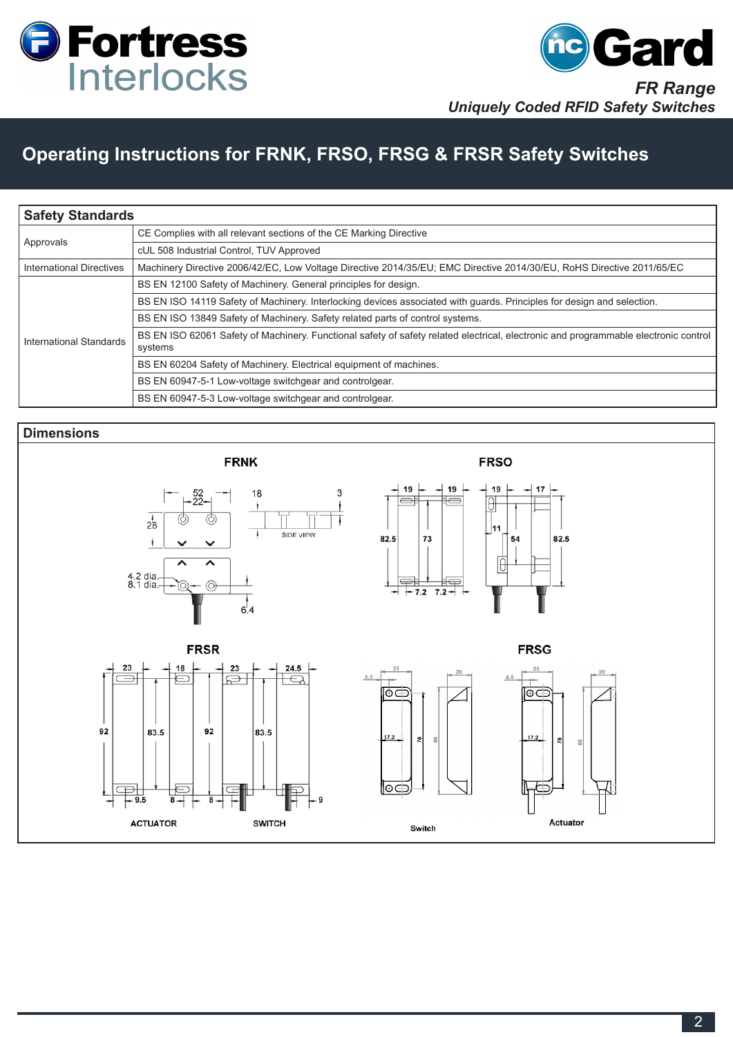# Operating Instructions for FRNK, FRSO, FRSG & FRSR Safety Switches

| Safety Standards | |
|---|---|
| Approvals | CE Complies with all relevant sections of the CE Marking Directive |
| | cUL 508 Industrial Control, TUV Approved |
| International Directives | Machinery Directive 2006/42/EC, Low Voltage Directive 2014/35/EU; EMC Directive 2014/30/EU, RoHS Directive 2011/65/EC |
| International Standards | BS EN 12100 Safety of Machinery. General principles for design. |
| | BS EN ISO 14119 Safety of Machinery. Interlocking devices associated with guards. Principles for design and selection. |
| | BS EN ISO 13849 Safety of Machinery. Safety related parts of control systems. |
| | BS EN ISO 62061 Safety of Machinery. Functional safety of safety related electrical, electronic and programmable electronic control systems |
| | BS EN 60204 Safety of Machinery. Electrical equipment of machines. |
| | BS EN 60947-5-1 Low-voltage switchgear and controlgear. |
| | BS EN 60947-5-3 Low-voltage switchgear and controlgear. |

## Dimensions

**FRNK**

52, 22, 18, 3, 28, SIDE VIEW, 4.2 dia., 8.1 dia., 6.4

**FRSO**

19, 19, 19, 17, 82.5, 73, 11, 54, 82.5, 7.2, 7.2

**FRSR**

23, 18, 23, 24.5, 92, 83.5, 92, 83.5, 9.5, 8, 8, 9

ACTUATOR SWITCH

**FRSG**

6.5, 25, 20, 17.2, 78, 88, 6.5, 25, 20, 17.2, 78, 88

Switch Actuator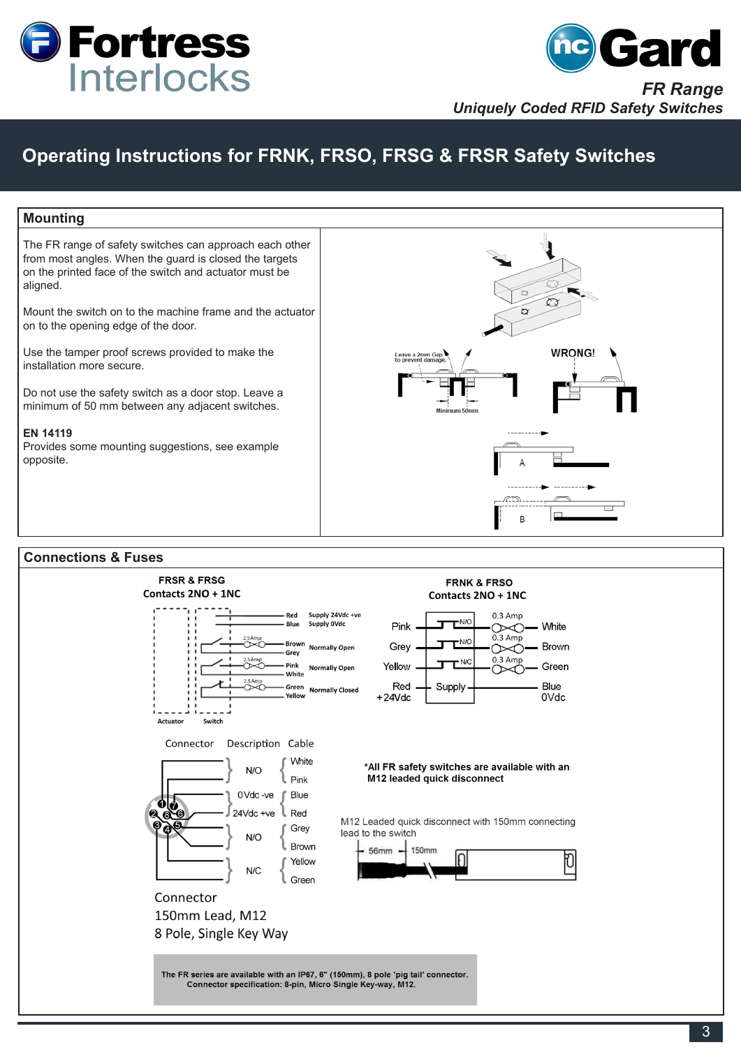Fortress Interlocks

ncGard

*FR Range*
*Uniquely Coded RFID Safety Switches*

# Operating Instructions for FRNK, FRSO, FRSG & FRSR Safety Switches

## Mounting

The FR range of safety switches can approach each other from most angles. When the guard is closed the targets on the printed face of the switch and actuator must be aligned.

Mount the switch on to the machine frame and the actuator on to the opening edge of the door.

Use the tamper proof screws provided to make the installation more secure.

Do not use the safety switch as a door stop. Leave a minimum of 50 mm between any adjacent switches.

**EN 14119**
Provides some mounting suggestions, see example opposite.

Leave a 2mm Gap to prevent damage.

Minimum 50mm

WRONG!

A

B

## Connections & Fuses

**FRSR & FRSG**
**Contacts 2NO + 1NC**

| Wire | Function |
|---|---|
| Red | Supply 24Vdc +ve |
| Blue | Supply 0Vdc |
| Brown / Grey (2.5Amp) | Normally Open |
| Pink / White (2.5Amp) | Normally Open |
| Green / Yellow (2.5Amp) | Normally Closed |

Actuator  Switch

**FRNK & FRSO**
**Contacts 2NO + 1NC**

| Wire | Contact | Fuse | Wire |
|---|---|---|---|
| Pink | N/O | 0.3 Amp | White |
| Grey | N/O | 0.3 Amp | Brown |
| Yellow | N/C | 0.3 Amp | Green |
| Red +24Vdc | Supply | | Blue 0Vdc |

| Connector | Description | Cable |
|---|---|---|
| | N/O | White, Pink |
| | 0Vdc -ve | Blue |
| | 24Vdc +ve | Red |
| | N/O | Grey, Brown |
| | N/C | Yellow, Green |

Connector
150mm Lead, M12
8 Pole, Single Key Way

***All FR safety switches are available with an M12 leaded quick disconnect**

M12 Leaded quick disconnect with 150mm connecting lead to the switch

56mm  150mm

**The FR series are available with an IP67, 6" (150mm), 8 pole 'pig tail' connector. Connector specification: 8-pin, Micro Single Key-way, M12.**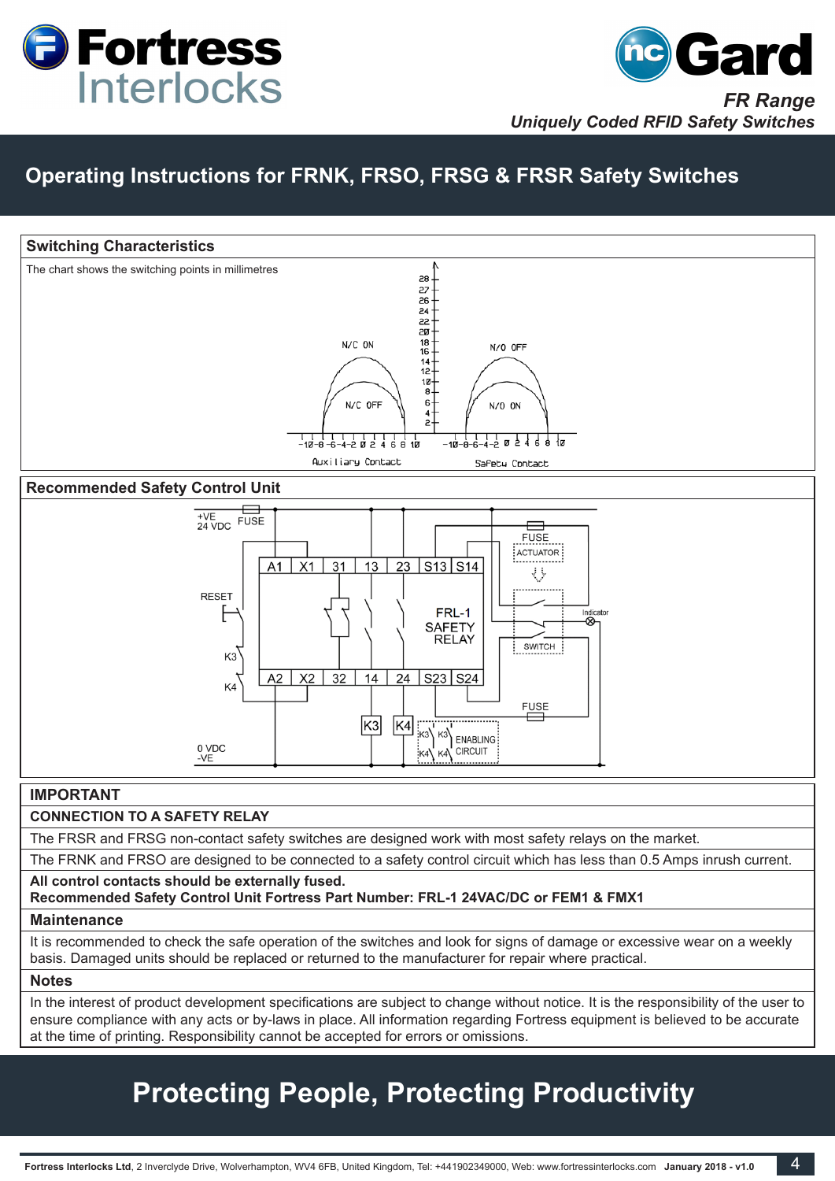# Operating Instructions for FRNK, FRSO, FRSG & FRSR Safety Switches

## Switching Characteristics

The chart shows the switching points in millimetres

N/C ON
N/C OFF
N/O OFF
N/O ON
28 27 26 24 22 20 18 16 14 12 10 8 6 4 2
-10 -8 -6 -4 -2 0 2 4 6 8 10
-10 -8 -6 -4 -2 0 2 4 6 8 10
Auxiliary Contact
Safety Contact

## Recommended Safety Control Unit

+VE 24 VDC
FUSE
RESET
K3
K4
0 VDC -VE
A1 X1 31 13 23 S13 S14
FRL-1 SAFETY RELAY
A2 X2 32 14 24 S23 S24
K3 K4
K3 K3 K4 K4 ENABLING CIRCUIT
FUSE
ACTUATOR
SWITCH
Indicator
FUSE

## IMPORTANT

**CONNECTION TO A SAFETY RELAY**

The FRSR and FRSG non-contact safety switches are designed work with most safety relays on the market.

The FRNK and FRSO are designed to be connected to a safety control circuit which has less than 0.5 Amps inrush current.

**All control contacts should be externally fused.**
**Recommended Safety Control Unit Fortress Part Number: FRL-1 24VAC/DC or FEM1 & FMX1**

## Maintenance

It is recommended to check the safe operation of the switches and look for signs of damage or excessive wear on a weekly basis. Damaged units should be replaced or returned to the manufacturer for repair where practical.

## Notes

In the interest of product development specifications are subject to change without notice. It is the responsibility of the user to ensure compliance with any acts or by-laws in place. All information regarding Fortress equipment is believed to be accurate at the time of printing. Responsibility cannot be accepted for errors or omissions.

# Protecting People, Protecting Productivity

**Fortress Interlocks Ltd**, 2 Inverclyde Drive, Wolverhampton, WV4 6FB, United Kingdom, Tel: +441902349000, Web: www.fortressinterlocks.com **January 2018 - v1.0**